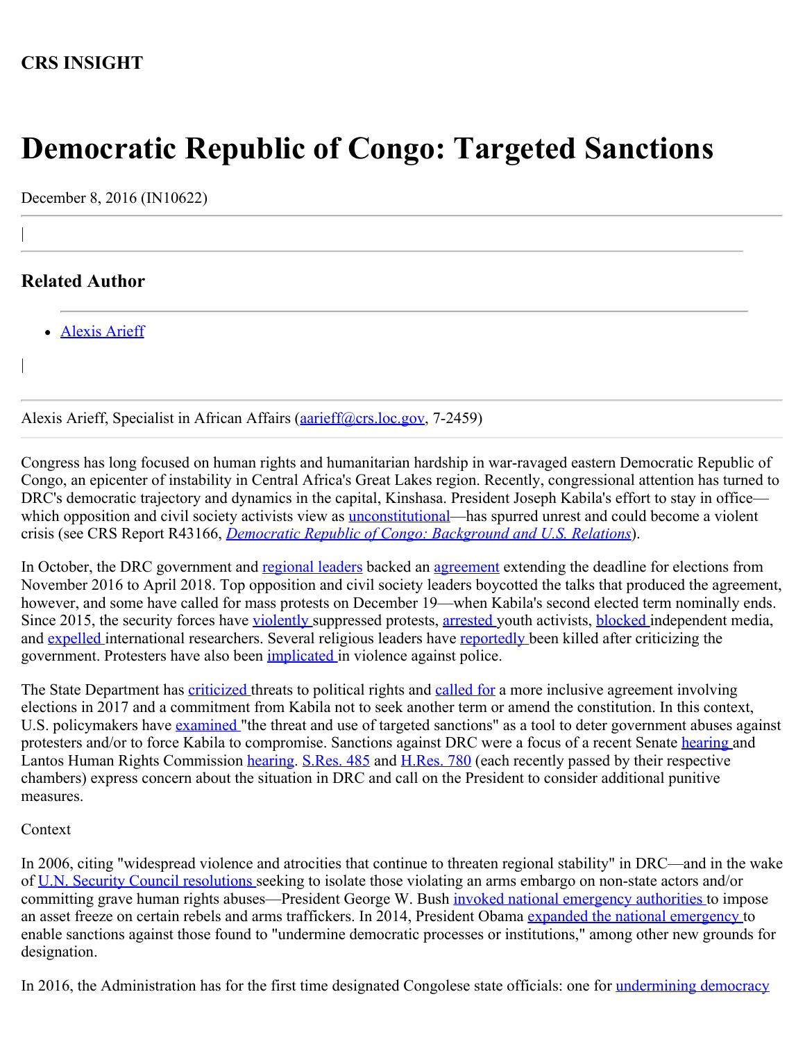## CRS INSIGHT

# Democratic Republic of Congo: Targeted Sanctions

December 8, 2016 (IN10622)

|

## Related Author

- Alexis Arieff

|

Alexis Arieff, Specialist in African Affairs (aarieff@crs.loc.gov, 7-2459)

Congress has long focused on human rights and humanitarian hardship in war-ravaged eastern Democratic Republic of Congo, an epicenter of instability in Central Africa's Great Lakes region. Recently, congressional attention has turned to DRC's democratic trajectory and dynamics in the capital, Kinshasa. President Joseph Kabila's effort to stay in office—which opposition and civil society activists view as unconstitutional—has spurred unrest and could become a violent crisis (see CRS Report R43166, *Democratic Republic of Congo: Background and U.S. Relations*).

In October, the DRC government and regional leaders backed an agreement extending the deadline for elections from November 2016 to April 2018. Top opposition and civil society leaders boycotted the talks that produced the agreement, however, and some have called for mass protests on December 19—when Kabila's second elected term nominally ends. Since 2015, the security forces have violently suppressed protests, arrested youth activists, blocked independent media, and expelled international researchers. Several religious leaders have reportedly been killed after criticizing the government. Protesters have also been implicated in violence against police.

The State Department has criticized threats to political rights and called for a more inclusive agreement involving elections in 2017 and a commitment from Kabila not to seek another term or amend the constitution. In this context, U.S. policymakers have examined "the threat and use of targeted sanctions" as a tool to deter government abuses against protesters and/or to force Kabila to compromise. Sanctions against DRC were a focus of a recent Senate hearing and Lantos Human Rights Commission hearing. S.Res. 485 and H.Res. 780 (each recently passed by their respective chambers) express concern about the situation in DRC and call on the President to consider additional punitive measures.

Context

In 2006, citing "widespread violence and atrocities that continue to threaten regional stability" in DRC—and in the wake of U.N. Security Council resolutions seeking to isolate those violating an arms embargo on non-state actors and/or committing grave human rights abuses—President George W. Bush invoked national emergency authorities to impose an asset freeze on certain rebels and arms traffickers. In 2014, President Obama expanded the national emergency to enable sanctions against those found to "undermine democratic processes or institutions," among other new grounds for designation.

In 2016, the Administration has for the first time designated Congolese state officials: one for undermining democracy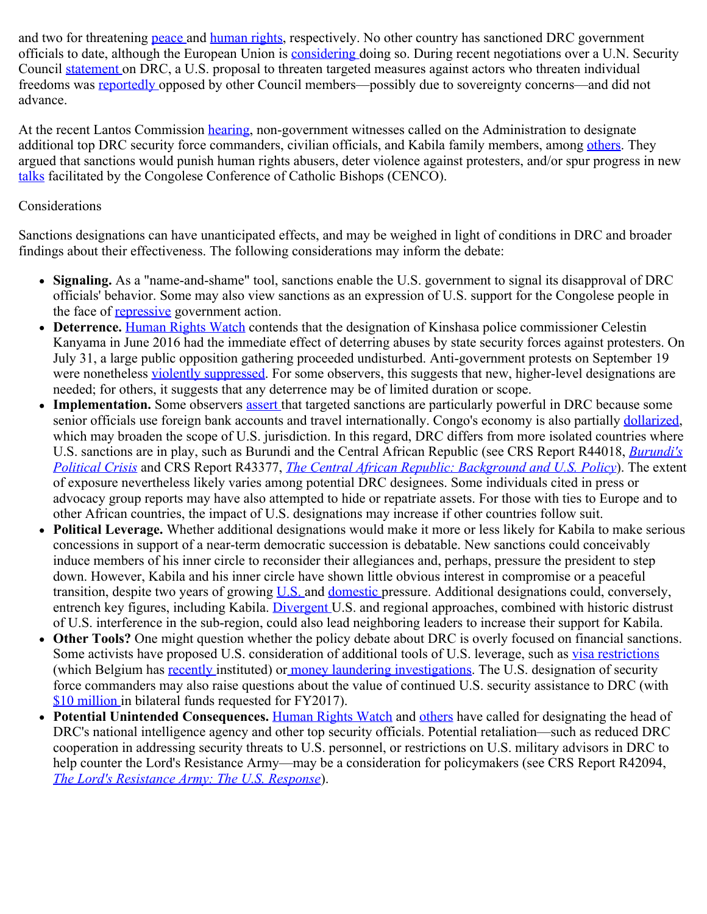and two for threatening peace and human rights, respectively. No other country has sanctioned DRC government officials to date, although the European Union is considering doing so. During recent negotiations over a U.N. Security Council statement on DRC, a U.S. proposal to threaten targeted measures against actors who threaten individual freedoms was reportedly opposed by other Council members—possibly due to sovereignty concerns—and did not advance.

At the recent Lantos Commission hearing, non-government witnesses called on the Administration to designate additional top DRC security force commanders, civilian officials, and Kabila family members, among others. They argued that sanctions would punish human rights abusers, deter violence against protesters, and/or spur progress in new talks facilitated by the Congolese Conference of Catholic Bishops (CENCO).

Considerations

Sanctions designations can have unanticipated effects, and may be weighed in light of conditions in DRC and broader findings about their effectiveness. The following considerations may inform the debate:

- **Signaling.** As a "name-and-shame" tool, sanctions enable the U.S. government to signal its disapproval of DRC officials' behavior. Some may also view sanctions as an expression of U.S. support for the Congolese people in the face of repressive government action.
- **Deterrence.** Human Rights Watch contends that the designation of Kinshasa police commissioner Celestin Kanyama in June 2016 had the immediate effect of deterring abuses by state security forces against protesters. On July 31, a large public opposition gathering proceeded undisturbed. Anti-government protests on September 19 were nonetheless violently suppressed. For some observers, this suggests that new, higher-level designations are needed; for others, it suggests that any deterrence may be of limited duration or scope.
- **Implementation.** Some observers assert that targeted sanctions are particularly powerful in DRC because some senior officials use foreign bank accounts and travel internationally. Congo's economy is also partially dollarized, which may broaden the scope of U.S. jurisdiction. In this regard, DRC differs from more isolated countries where U.S. sanctions are in play, such as Burundi and the Central African Republic (see CRS Report R44018, *Burundi's Political Crisis* and CRS Report R43377, *The Central African Republic: Background and U.S. Policy*). The extent of exposure nevertheless likely varies among potential DRC designees. Some individuals cited in press or advocacy group reports may have also attempted to hide or repatriate assets. For those with ties to Europe and to other African countries, the impact of U.S. designations may increase if other countries follow suit.
- **Political Leverage.** Whether additional designations would make it more or less likely for Kabila to make serious concessions in support of a near-term democratic succession is debatable. New sanctions could conceivably induce members of his inner circle to reconsider their allegiances and, perhaps, pressure the president to step down. However, Kabila and his inner circle have shown little obvious interest in compromise or a peaceful transition, despite two years of growing U.S. and domestic pressure. Additional designations could, conversely, entrench key figures, including Kabila. Divergent U.S. and regional approaches, combined with historic distrust of U.S. interference in the sub-region, could also lead neighboring leaders to increase their support for Kabila.
- **Other Tools?** One might question whether the policy debate about DRC is overly focused on financial sanctions. Some activists have proposed U.S. consideration of additional tools of U.S. leverage, such as visa restrictions (which Belgium has recently instituted) or money laundering investigations. The U.S. designation of security force commanders may also raise questions about the value of continued U.S. security assistance to DRC (with $10 million in bilateral funds requested for FY2017).
- **Potential Unintended Consequences.** Human Rights Watch and others have called for designating the head of DRC's national intelligence agency and other top security officials. Potential retaliation—such as reduced DRC cooperation in addressing security threats to U.S. personnel, or restrictions on U.S. military advisors in DRC to help counter the Lord's Resistance Army—may be a consideration for policymakers (see CRS Report R42094, *The Lord's Resistance Army: The U.S. Response*).